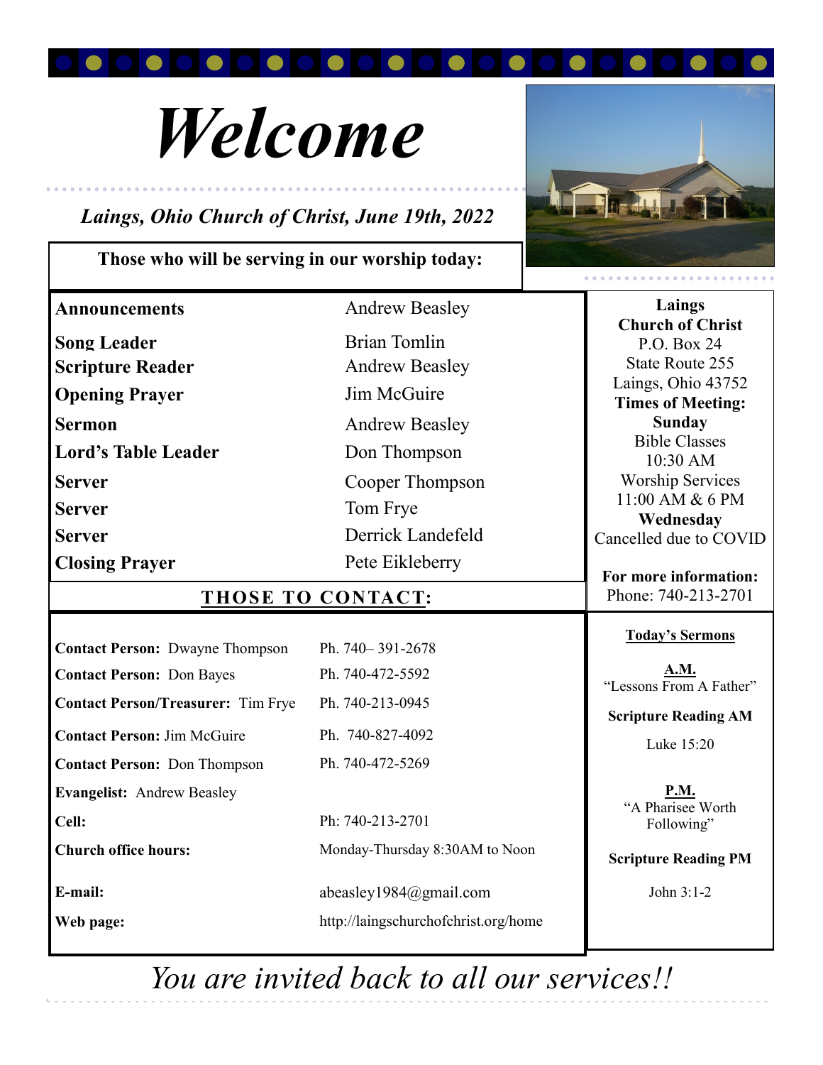# *Welcome*

*Laings, Ohio Church of Christ, June 19th, 2022*

**Those who will be serving in our worship today:**

| | |
|---|---|
| **Announcements** | Andrew Beasley |
| **Song Leader** | Brian Tomlin |
| **Scripture Reader** | Andrew Beasley |
| **Opening Prayer** | Jim McGuire |
| **Sermon** | Andrew Beasley |
| **Lord's Table Leader** | Don Thompson |
| **Server** | Cooper Thompson |
| **Server** | Tom Frye |
| **Server** | Derrick Landefeld |
| **Closing Prayer** | Pete Eikleberry |

## THOSE TO CONTACT:

| | |
|---|---|
| **Contact Person:** Dwayne Thompson | Ph. 740– 391-2678 |
| **Contact Person:** Don Bayes | Ph. 740-472-5592 |
| **Contact Person/Treasurer:** Tim Frye | Ph. 740-213-0945 |
| **Contact Person:** Jim McGuire | Ph. 740-827-4092 |
| **Contact Person:** Don Thompson | Ph. 740-472-5269 |
| **Evangelist:** Andrew Beasley | |
| **Cell:** | Ph: 740-213-2701 |
| **Church office hours:** | Monday-Thursday 8:30AM to Noon |
| **E-mail:** | abeasley1984@gmail.com |
| **Web page:** | http://laingschurchofchrist.org/home |

**Laings Church of Christ**
P.O. Box 24
State Route 255
Laings, Ohio 43752

**Times of Meeting:**

**Sunday**
Bible Classes
10:30 AM
Worship Services
11:00 AM & 6 PM

**Wednesday**
Cancelled due to COVID

**For more information:**
Phone: 740-213-2701

**Today's Sermons**

**A.M.**
"Lessons From A Father"

**Scripture Reading AM**
Luke 15:20

**P.M.**
"A Pharisee Worth Following"

**Scripture Reading PM**
John 3:1-2

*You are invited back to all our services!!*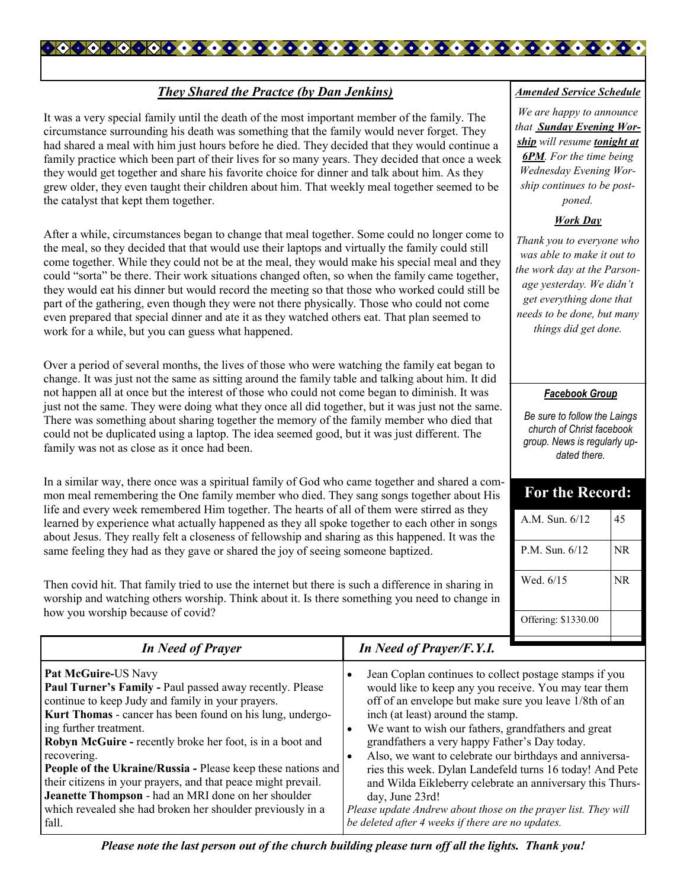## *They Shared the Practce (by Dan Jenkins)*

It was a very special family until the death of the most important member of the family. The circumstance surrounding his death was something that the family would never forget. They had shared a meal with him just hours before he died. They decided that they would continue a family practice which been part of their lives for so many years. They decided that once a week they would get together and share his favorite choice for dinner and talk about him. As they grew older, they even taught their children about him. That weekly meal together seemed to be the catalyst that kept them together.

After a while, circumstances began to change that meal together. Some could no longer come to the meal, so they decided that that would use their laptops and virtually the family could still come together. While they could not be at the meal, they would make his special meal and they could "sorta" be there. Their work situations changed often, so when the family came together, they would eat his dinner but would record the meeting so that those who worked could still be part of the gathering, even though they were not there physically. Those who could not come even prepared that special dinner and ate it as they watched others eat. That plan seemed to work for a while, but you can guess what happened.

Over a period of several months, the lives of those who were watching the family eat began to change. It was just not the same as sitting around the family table and talking about him. It did not happen all at once but the interest of those who could not come began to diminish. It was just not the same. They were doing what they once all did together, but it was just not the same. There was something about sharing together the memory of the family member who died that could not be duplicated using a laptop. The idea seemed good, but it was just different. The family was not as close as it once had been.

In a similar way, there once was a spiritual family of God who came together and shared a common meal remembering the One family member who died. They sang songs together about His life and every week remembered Him together. The hearts of all of them were stirred as they learned by experience what actually happened as they all spoke together to each other in songs about Jesus. They really felt a closeness of fellowship and sharing as this happened. It was the same feeling they had as they gave or shared the joy of seeing someone baptized.

Then covid hit. That family tried to use the internet but there is such a difference in sharing in worship and watching others worship. Think about it. Is there something you need to change in how you worship because of covid?

### *Amended Service Schedule*

*We are happy to announce that **Sunday Evening Worship** will resume **tonight at 6PM**. For the time being Wednesday Evening Worship continues to be postponed.*

### *Work Day*

*Thank you to everyone who was able to make it out to the work day at the Parsonage yesterday. We didn't get everything done that needs to be done, but many things did get done.*

### *Facebook Group*

*Be sure to follow the Laings church of Christ facebook group. News is regularly updated there.*

### For the Record:

| | |
|---|---|
| A.M. Sun. 6/12 | 45 |
| P.M. Sun. 6/12 | NR |
| Wed. 6/15 | NR |
| Offering: $1330.00 | |

### *In Need of Prayer*

**Pat McGuire-**US Navy
**Paul Turner's Family -** Paul passed away recently. Please continue to keep Judy and family in your prayers.
**Kurt Thomas** - cancer has been found on his lung, undergoing further treatment.
**Robyn McGuire -** recently broke her foot, is in a boot and recovering.
**People of the Ukraine/Russia -** Please keep these nations and their citizens in your prayers, and that peace might prevail.
**Jeanette Thompson** - had an MRI done on her shoulder which revealed she had broken her shoulder previously in a fall.

### *In Need of Prayer/F.Y.I.*

- Jean Coplan continues to collect postage stamps if you would like to keep any you receive. You may tear them off of an envelope but make sure you leave 1/8th of an inch (at least) around the stamp.
- We want to wish our fathers, grandfathers and great grandfathers a very happy Father's Day today.
- Also, we want to celebrate our birthdays and anniversaries this week. Dylan Landefeld turns 16 today! And Pete and Wilda Eikleberry celebrate an anniversary this Thursday, June 23rd!

*Please update Andrew about those on the prayer list. They will be deleted after 4 weeks if there are no updates.*

***Please note the last person out of the church building please turn off all the lights. Thank you!***